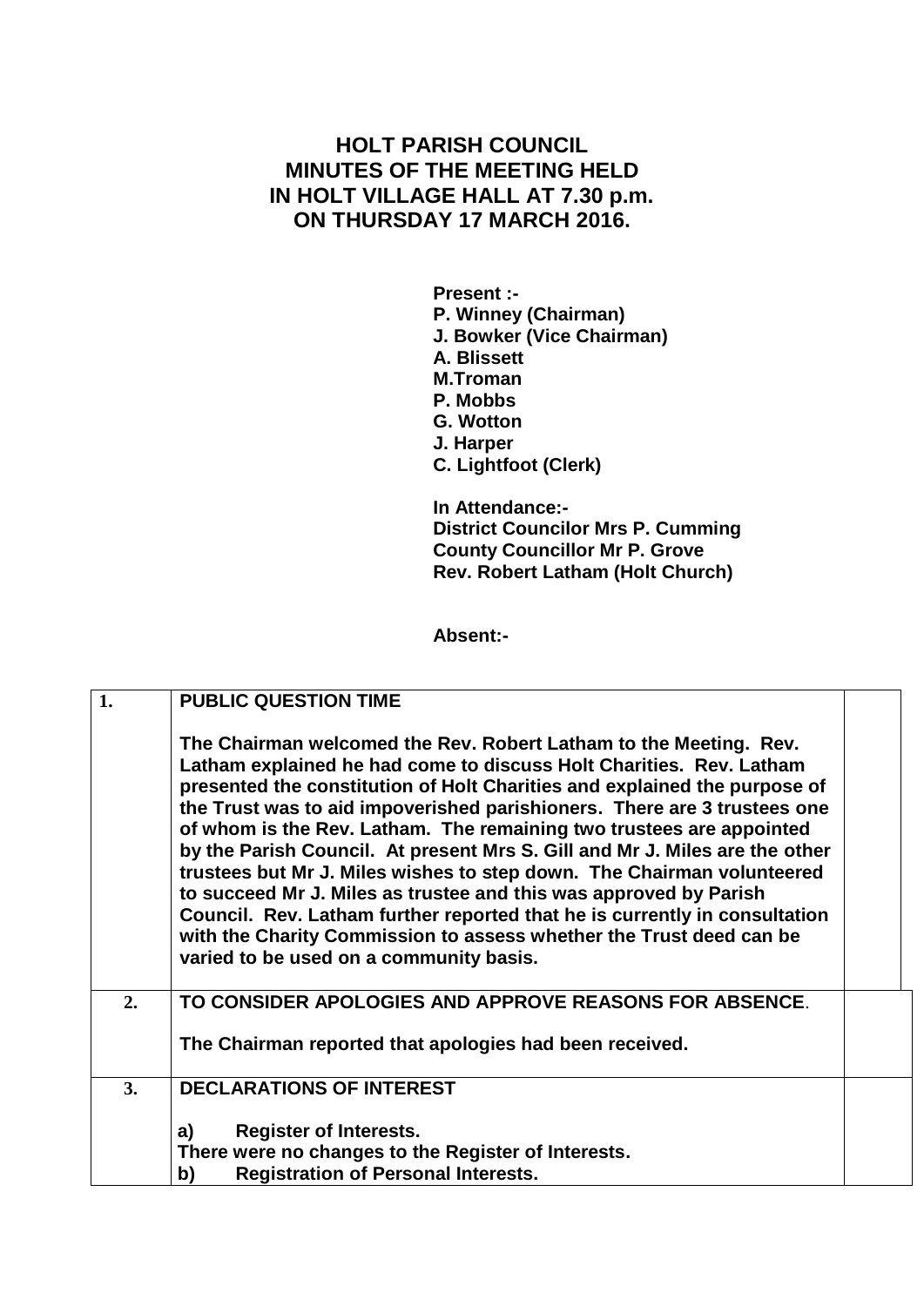# HOLT PARISH COUNCIL
# MINUTES OF THE MEETING HELD
# IN HOLT VILLAGE HALL AT 7.30 p.m.
# ON THURSDAY 17 MARCH 2016.

**Present :-**
**P. Winney (Chairman)**
**J. Bowker (Vice Chairman)**
**A. Blissett**
**M.Troman**
**P. Mobbs**
**G. Wotton**
**J. Harper**
**C. Lightfoot (Clerk)**

**In Attendance:-**
**District Councilor Mrs P. Cumming**
**County Councillor Mr P. Grove**
**Rev. Robert Latham (Holt Church)**

**Absent:-**

| | | |
|---|---|---|
| **1.** | **PUBLIC QUESTION TIME**<br><br>**The Chairman welcomed the Rev. Robert Latham to the Meeting. Rev. Latham explained he had come to discuss Holt Charities. Rev. Latham presented the constitution of Holt Charities and explained the purpose of the Trust was to aid impoverished parishioners. There are 3 trustees one of whom is the Rev. Latham. The remaining two trustees are appointed by the Parish Council. At present Mrs S. Gill and Mr J. Miles are the other trustees but Mr J. Miles wishes to step down. The Chairman volunteered to succeed Mr J. Miles as trustee and this was approved by Parish Council. Rev. Latham further reported that he is currently in consultation with the Charity Commission to assess whether the Trust deed can be varied to be used on a community basis.** | |
| **2.** | **TO CONSIDER APOLOGIES AND APPROVE REASONS FOR ABSENCE.**<br><br>**The Chairman reported that apologies had been received.** | |
| **3.** | **DECLARATIONS OF INTEREST**<br><br>**a) Register of Interests.**<br>**There were no changes to the Register of Interests.**<br>**b) Registration of Personal Interests.** | |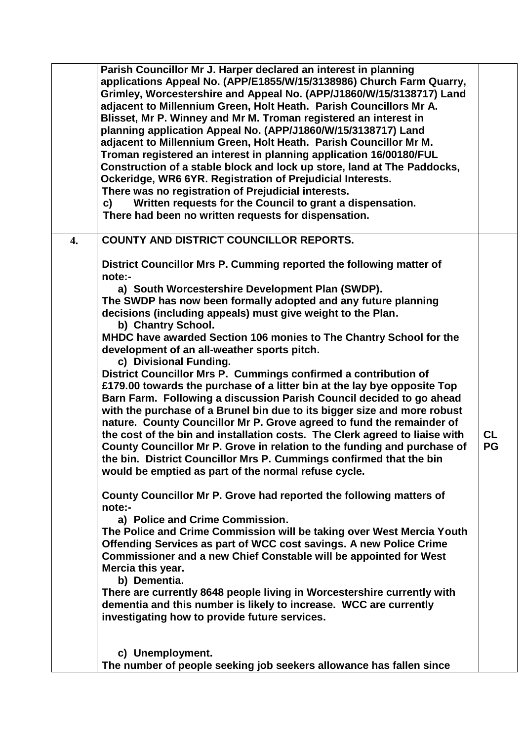|  |  |  |
|---|---|---|
|  | **Parish Councillor Mr J. Harper declared an interest in planning applications Appeal No. (APP/E1855/W/15/3138986) Church Farm Quarry, Grimley, Worcestershire and Appeal No. (APP/J1860/W/15/3138717) Land adjacent to Millennium Green, Holt Heath. Parish Councillors Mr A. Blisset, Mr P. Winney and Mr M. Troman registered an interest in planning application Appeal No. (APP/J1860/W/15/3138717) Land adjacent to Millennium Green, Holt Heath. Parish Councillor Mr M. Troman registered an interest in planning application 16/00180/FUL Construction of a stable block and lock up store, land at The Paddocks, Ockeridge, WR6 6YR. Registration of Prejudicial Interests.**<br>**There was no registration of Prejudicial interests.**<br>**c) Written requests for the Council to grant a dispensation.**<br>**There had been no written requests for dispensation.** |  |
| **4.** | **COUNTY AND DISTRICT COUNCILLOR REPORTS.**<br><br>**District Councillor Mrs P. Cumming reported the following matter of note:-**<br>**a) South Worcestershire Development Plan (SWDP).**<br>**The SWDP has now been formally adopted and any future planning decisions (including appeals) must give weight to the Plan.**<br>**b) Chantry School.**<br>**MHDC have awarded Section 106 monies to The Chantry School for the development of an all-weather sports pitch.**<br>**c) Divisional Funding.**<br>**District Councillor Mrs P. Cummings confirmed a contribution of £179.00 towards the purchase of a litter bin at the lay bye opposite Top Barn Farm. Following a discussion Parish Council decided to go ahead with the purchase of a Brunel bin due to its bigger size and more robust nature. County Councillor Mr P. Grove agreed to fund the remainder of the cost of the bin and installation costs. The Clerk agreed to liaise with County Councillor Mr P. Grove in relation to the funding and purchase of the bin. District Councillor Mrs P. Cummings confirmed that the bin would be emptied as part of the normal refuse cycle.**<br><br>**County Councillor Mr P. Grove had reported the following matters of note:-**<br>**a) Police and Crime Commission.**<br>**The Police and Crime Commission will be taking over West Mercia Youth Offending Services as part of WCC cost savings. A new Police Crime Commissioner and a new Chief Constable will be appointed for West Mercia this year.**<br>**b) Dementia.**<br>**There are currently 8648 people living in Worcestershire currently with dementia and this number is likely to increase. WCC are currently investigating how to provide future services.**<br><br>**c) Unemployment.**<br>**The number of people seeking job seekers allowance has fallen since** | **CL**<br>**PG** |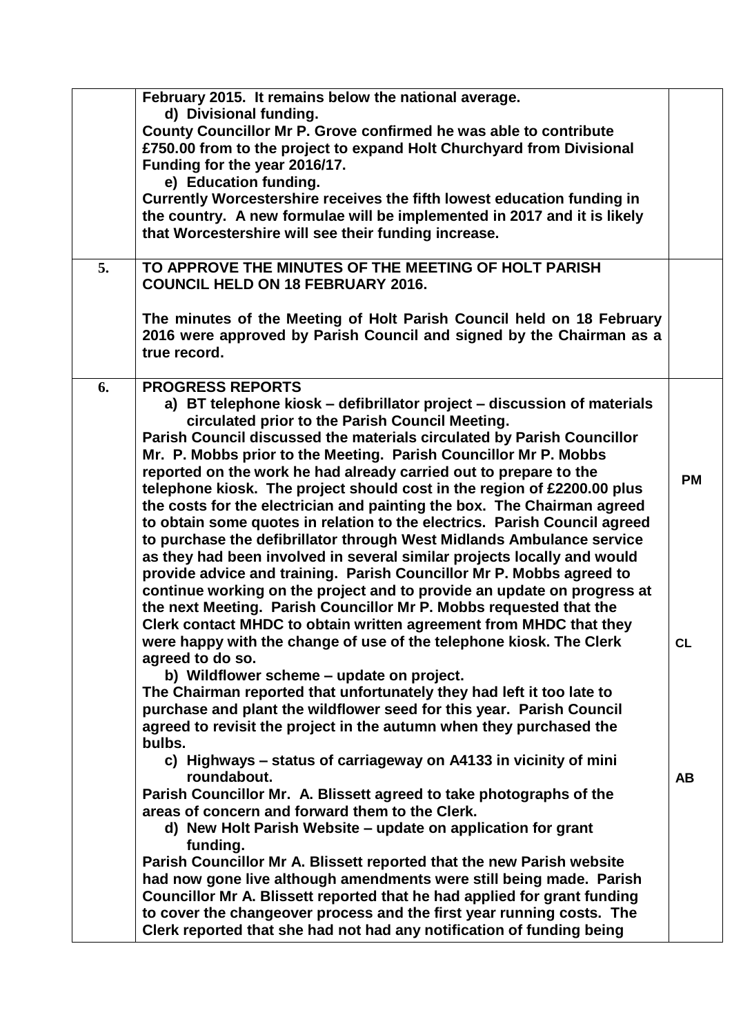|  |  |  |
|---|---|---|
|  | **February 2015. It remains below the national average.**<br>**d) Divisional funding.**<br>**County Councillor Mr P. Grove confirmed he was able to contribute £750.00 from to the project to expand Holt Churchyard from Divisional Funding for the year 2016/17.**<br>**e) Education funding.**<br>**Currently Worcestershire receives the fifth lowest education funding in the country. A new formulae will be implemented in 2017 and it is likely that Worcestershire will see their funding increase.** |  |
| **5.** | **TO APPROVE THE MINUTES OF THE MEETING OF HOLT PARISH COUNCIL HELD ON 18 FEBRUARY 2016.**<br><br>**The minutes of the Meeting of Holt Parish Council held on 18 February 2016 were approved by Parish Council and signed by the Chairman as a true record.** |  |
| **6.** | **PROGRESS REPORTS**<br>**a) BT telephone kiosk – defibrillator project – discussion of materials circulated prior to the Parish Council Meeting.**<br>**Parish Council discussed the materials circulated by Parish Councillor Mr. P. Mobbs prior to the Meeting. Parish Councillor Mr P. Mobbs reported on the work he had already carried out to prepare to the telephone kiosk. The project should cost in the region of £2200.00 plus the costs for the electrician and painting the box. The Chairman agreed to obtain some quotes in relation to the electrics. Parish Council agreed to purchase the defibrillator through West Midlands Ambulance service as they had been involved in several similar projects locally and would provide advice and training. Parish Councillor Mr P. Mobbs agreed to continue working on the project and to provide an update on progress at the next Meeting. Parish Councillor Mr P. Mobbs requested that the Clerk contact MHDC to obtain written agreement from MHDC that they were happy with the change of use of the telephone kiosk. The Clerk agreed to do so.**<br>**b) Wildflower scheme – update on project.**<br>**The Chairman reported that unfortunately they had left it too late to purchase and plant the wildflower seed for this year. Parish Council agreed to revisit the project in the autumn when they purchased the bulbs.**<br>**c) Highways – status of carriageway on A4133 in vicinity of mini roundabout.**<br>**Parish Councillor Mr. A. Blissett agreed to take photographs of the areas of concern and forward them to the Clerk.**<br>**d) New Holt Parish Website – update on application for grant funding.**<br>**Parish Councillor Mr A. Blissett reported that the new Parish website had now gone live although amendments were still being made. Parish Councillor Mr A. Blissett reported that he had applied for grant funding to cover the changeover process and the first year running costs. The Clerk reported that she had not had any notification of funding being** | **PM**<br><br><br><br><br><br><br>**CL**<br><br><br><br><br><br>**AB** |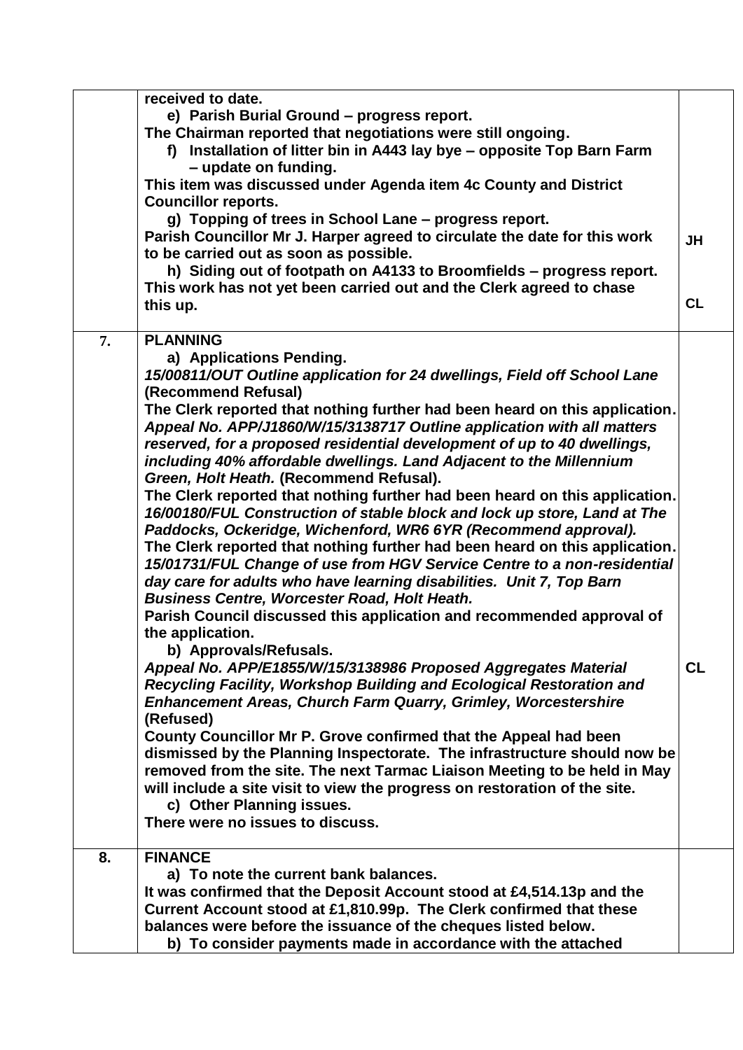| | | |
|---|---|---|
| | **received to date.**<br>**e) Parish Burial Ground – progress report.**<br>**The Chairman reported that negotiations were still ongoing.**<br>**f) Installation of litter bin in A443 lay bye – opposite Top Barn Farm – update on funding.**<br>**This item was discussed under Agenda item 4c County and District Councillor reports.**<br>**g) Topping of trees in School Lane – progress report.**<br>**Parish Councillor Mr J. Harper agreed to circulate the date for this work to be carried out as soon as possible.**<br>**h) Siding out of footpath on A4133 to Broomfields – progress report.**<br>**This work has not yet been carried out and the Clerk agreed to chase this up.** | **JH**<br><br>**CL** |
| **7.** | **PLANNING**<br>**a) Applications Pending.**<br>***15/00811/OUT Outline application for 24 dwellings, Field off School Lane*** **(Recommend Refusal)**<br>**The Clerk reported that nothing further had been heard on this application.**<br>***Appeal No. APP/J1860/W/15/3138717 Outline application with all matters reserved, for a proposed residential development of up to 40 dwellings, including 40% affordable dwellings. Land Adjacent to the Millennium Green, Holt Heath.*** **(Recommend Refusal).**<br>**The Clerk reported that nothing further had been heard on this application.**<br>***16/00180/FUL Construction of stable block and lock up store, Land at The Paddocks, Ockeridge, Wichenford, WR6 6YR (Recommend approval).***<br>**The Clerk reported that nothing further had been heard on this application.**<br>***15/01731/FUL Change of use from HGV Service Centre to a non-residential day care for adults who have learning disabilities. Unit 7, Top Barn Business Centre, Worcester Road, Holt Heath.***<br>**Parish Council discussed this application and recommended approval of the application.**<br>**b) Approvals/Refusals.**<br>***Appeal No. APP/E1855/W/15/3138986 Proposed Aggregates Material Recycling Facility, Workshop Building and Ecological Restoration and Enhancement Areas, Church Farm Quarry, Grimley, Worcestershire*** **(Refused)**<br>**County Councillor Mr P. Grove confirmed that the Appeal had been dismissed by the Planning Inspectorate. The infrastructure should now be removed from the site. The next Tarmac Liaison Meeting to be held in May will include a site visit to view the progress on restoration of the site.**<br>**c) Other Planning issues.**<br>**There were no issues to discuss.** | **CL** |
| **8.** | **FINANCE**<br>**a) To note the current bank balances.**<br>**It was confirmed that the Deposit Account stood at £4,514.13p and the Current Account stood at £1,810.99p. The Clerk confirmed that these balances were before the issuance of the cheques listed below.**<br>**b) To consider payments made in accordance with the attached** | |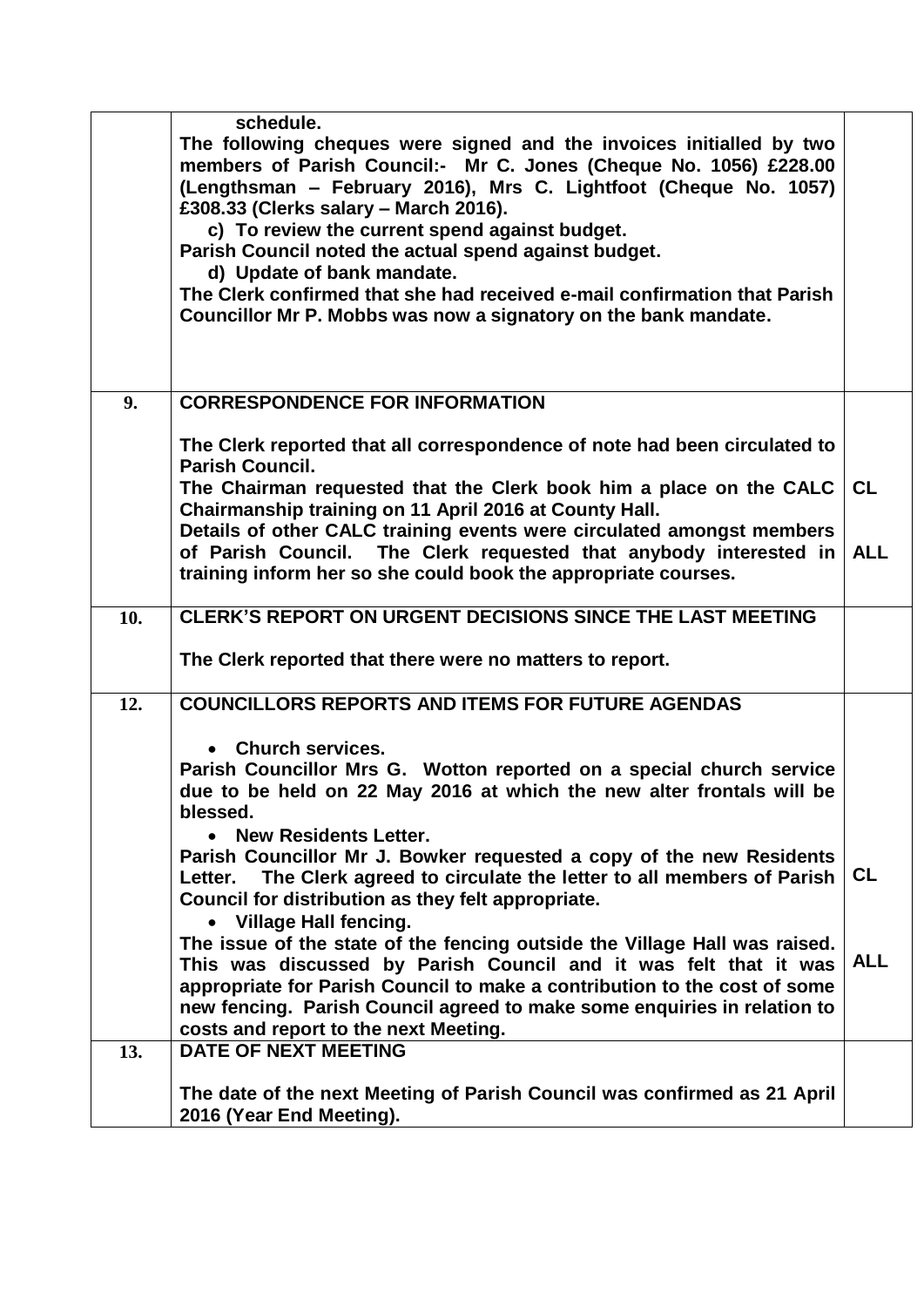| | | |
|---|---|---|
| | **schedule.**<br>**The following cheques were signed and the invoices initialled by two members of Parish Council:- Mr C. Jones (Cheque No. 1056) £228.00 (Lengthsman – February 2016), Mrs C. Lightfoot (Cheque No. 1057) £308.33 (Clerks salary – March 2016).**<br>**c) To review the current spend against budget.**<br>**Parish Council noted the actual spend against budget.**<br>**d) Update of bank mandate.**<br>**The Clerk confirmed that she had received e-mail confirmation that Parish Councillor Mr P. Mobbs was now a signatory on the bank mandate.** | |
| **9.** | **CORRESPONDENCE FOR INFORMATION**<br><br>**The Clerk reported that all correspondence of note had been circulated to Parish Council.**<br>**The Chairman requested that the Clerk book him a place on the CALC Chairmanship training on 11 April 2016 at County Hall.**<br>**Details of other CALC training events were circulated amongst members of Parish Council. The Clerk requested that anybody interested in training inform her so she could book the appropriate courses.** | **CL**<br><br>**ALL** |
| **10.** | **CLERK'S REPORT ON URGENT DECISIONS SINCE THE LAST MEETING**<br><br>**The Clerk reported that there were no matters to report.** | |
| **12.** | **COUNCILLORS REPORTS AND ITEMS FOR FUTURE AGENDAS**<br><br>• **Church services.**<br>**Parish Councillor Mrs G. Wotton reported on a special church service due to be held on 22 May 2016 at which the new alter frontals will be blessed.**<br>• **New Residents Letter.**<br>**Parish Councillor Mr J. Bowker requested a copy of the new Residents Letter. The Clerk agreed to circulate the letter to all members of Parish Council for distribution as they felt appropriate.**<br>• **Village Hall fencing.**<br>**The issue of the state of the fencing outside the Village Hall was raised. This was discussed by Parish Council and it was felt that it was appropriate for Parish Council to make a contribution to the cost of some new fencing. Parish Council agreed to make some enquiries in relation to costs and report to the next Meeting.** | **CL**<br><br>**ALL** |
| **13.** | **DATE OF NEXT MEETING**<br><br>**The date of the next Meeting of Parish Council was confirmed as 21 April 2016 (Year End Meeting).** | |